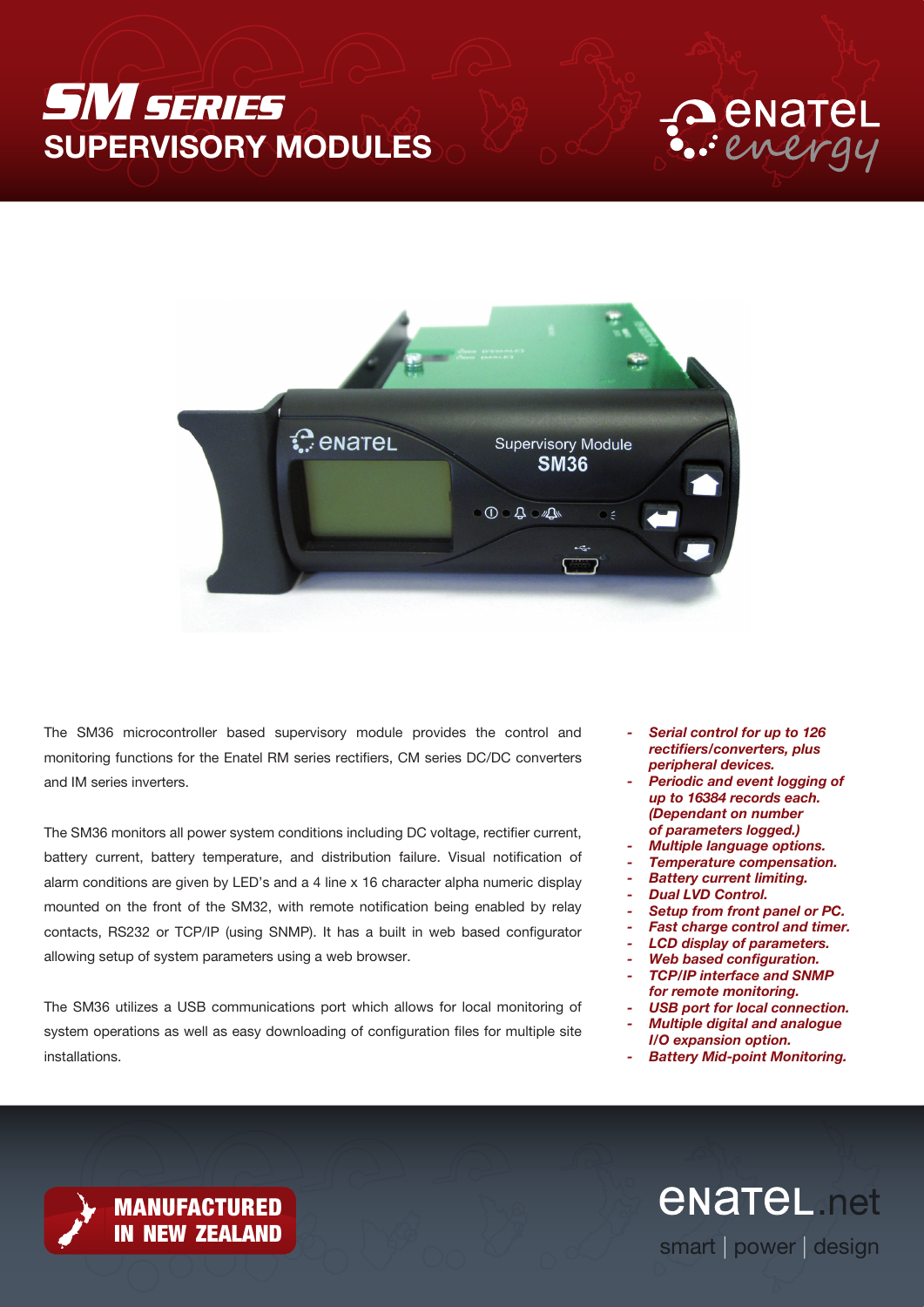# SM SERIES
## SUPERVISORY MODULES

The SM36 microcontroller based supervisory module provides the control and monitoring functions for the Enatel RM series rectifiers, CM series DC/DC converters and IM series inverters.

The SM36 monitors all power system conditions including DC voltage, rectifier current, battery current, battery temperature, and distribution failure. Visual notification of alarm conditions are given by LED's and a 4 line x 16 character alpha numeric display mounted on the front of the SM32, with remote notification being enabled by relay contacts, RS232 or TCP/IP (using SNMP). It has a built in web based configurator allowing setup of system parameters using a web browser.

The SM36 utilizes a USB communications port which allows for local monitoring of system operations as well as easy downloading of configuration files for multiple site installations.

- ***Serial control for up to 126 rectifiers/converters, plus peripheral devices.***
- ***Periodic and event logging of up to 16384 records each. (Dependant on number of parameters logged.)***
- ***Multiple language options.***
- ***Temperature compensation.***
- ***Battery current limiting.***
- ***Dual LVD Control.***
- ***Setup from front panel or PC.***
- ***Fast charge control and timer.***
- ***LCD display of parameters.***
- ***Web based configuration.***
- ***TCP/IP interface and SNMP for remote monitoring.***
- ***USB port for local connection.***
- ***Multiple digital and analogue I/O expansion option.***
- ***Battery Mid-point Monitoring.***

**MANUFACTURED IN NEW ZEALAND**

enatel.net

smart | power | design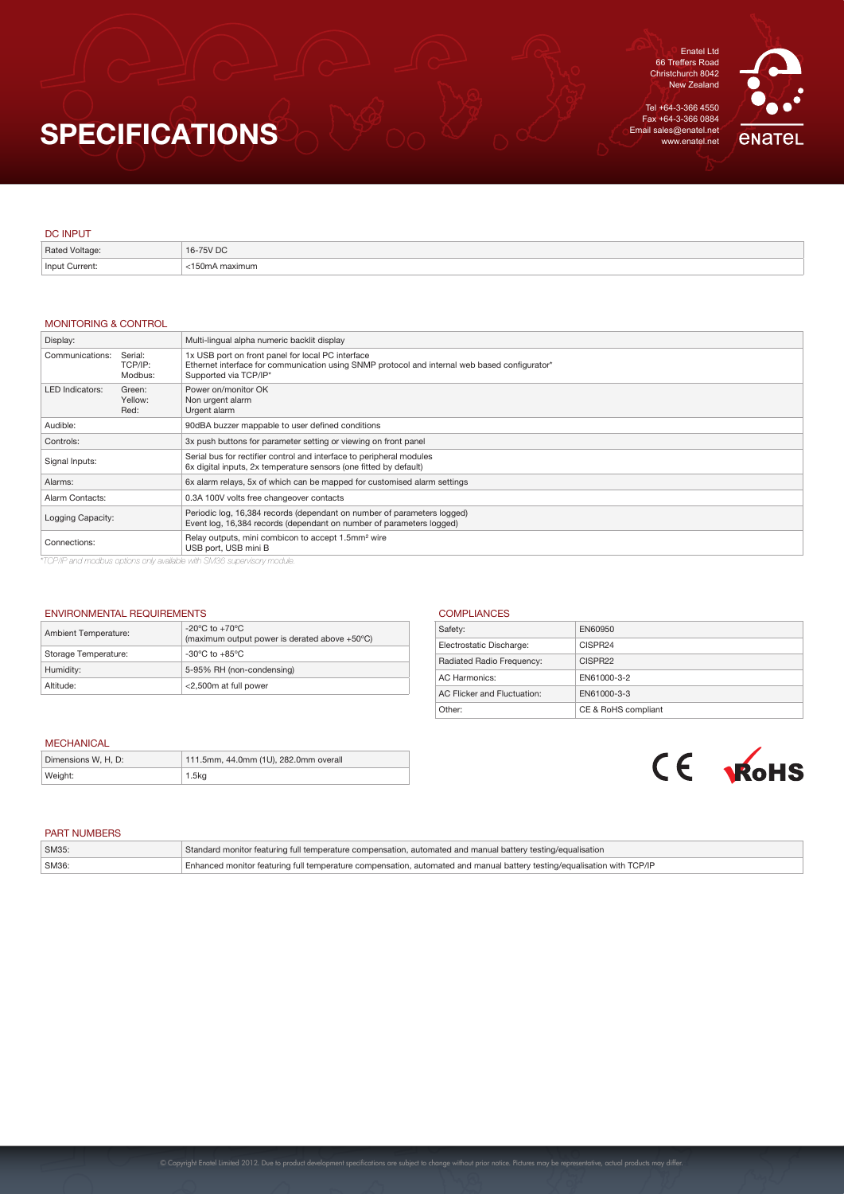# SPECIFICATIONS

Enatel Ltd
66 Treffers Road
Christchurch 8042
New Zealand

Tel +64-3-366 4550
Fax +64-3-366 0884
Email sales@enatel.net
www.enatel.net

## DC INPUT

| | |
|---|---|
| Rated Voltage: | 16-75V DC |
| Input Current: | <150mA maximum |

## MONITORING & CONTROL

| | | |
|---|---|---|
| Display: | | Multi-lingual alpha numeric backlit display |
| Communications: | Serial: | 1x USB port on front panel for local PC interface |
| | TCP/IP: | Ethernet interface for communication using SNMP protocol and internal web based configurator* |
| | Modbus: | Supported via TCP/IP* |
| LED Indicators: | Green: | Power on/monitor OK |
| | Yellow: | Non urgent alarm |
| | Red: | Urgent alarm |
| Audible: | | 90dBA buzzer mappable to user defined conditions |
| Controls: | | 3x push buttons for parameter setting or viewing on front panel |
| Signal Inputs: | | Serial bus for rectifier control and interface to peripheral modules<br>6x digital inputs, 2x temperature sensors (one fitted by default) |
| Alarms: | | 6x alarm relays, 5x of which can be mapped for customised alarm settings |
| Alarm Contacts: | | 0.3A 100V volts free changeover contacts |
| Logging Capacity: | | Periodic log, 16,384 records (dependant on number of parameters logged)<br>Event log, 16,384 records (dependant on number of parameters logged) |
| Connections: | | Relay outputs, mini combicon to accept 1.5mm² wire<br>USB port, USB mini B |

*TCP/IP and modbus options only available with SM36 supervisory module.

## ENVIRONMENTAL REQUIREMENTS

| | |
|---|---|
| Ambient Temperature: | -20ºC to +70ºC<br>(maximum output power is derated above +50ºC) |
| Storage Temperature: | -30ºC to +85ºC |
| Humidity: | 5-95% RH (non-condensing) |
| Altitude: | <2,500m at full power |

## COMPLIANCES

| | |
|---|---|
| Safety: | EN60950 |
| Electrostatic Discharge: | CISPR24 |
| Radiated Radio Frequency: | CISPR22 |
| AC Harmonics: | EN61000-3-2 |
| AC Flicker and Fluctuation: | EN61000-3-3 |
| Other: | CE & RoHS compliant |

## MECHANICAL

| | |
|---|---|
| Dimensions W, H, D: | 111.5mm, 44.0mm (1U), 282.0mm overall |
| Weight: | 1.5kg |

## PART NUMBERS

| | |
|---|---|
| SM35: | Standard monitor featuring full temperature compensation, automated and manual battery testing/equalisation |
| SM36: | Enhanced monitor featuring full temperature compensation, automated and manual battery testing/equalisation with TCP/IP |

© Copyright Enatel Limited 2012. Due to product development specifications are subject to change without prior notice. Pictures may be representative, actual products may differ.